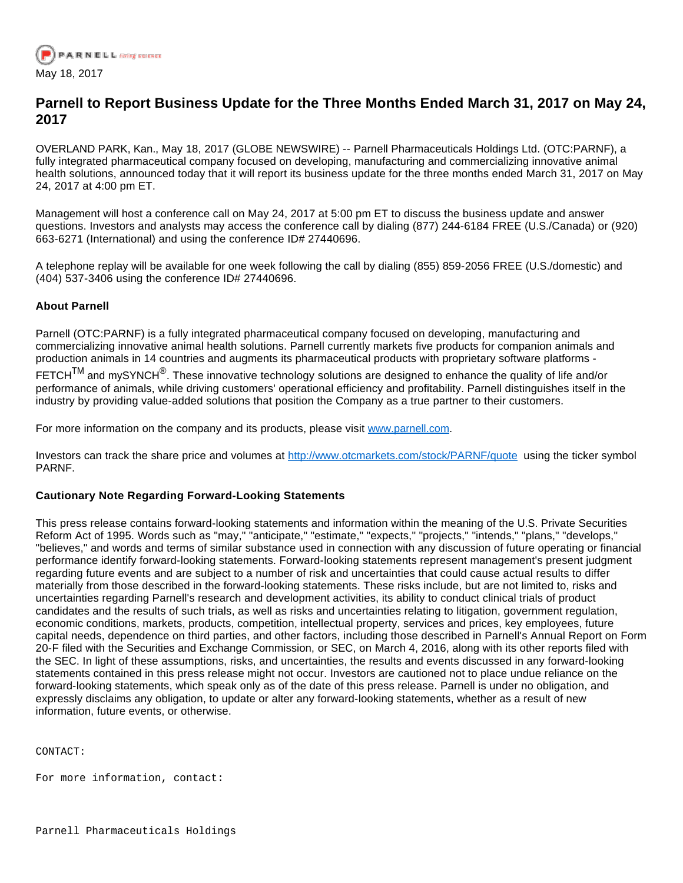May 18, 2017

# Parnell to Report Business Update for the Three Months Ended March 31, 2017 on May 24, 2017

OVERLAND PARK, Kan., May 18, 2017 (GLOBE NEWSWIRE) -- Parnell Pharmaceuticals Holdings Ltd. (OTC:PARNF), a fully integrated pharmaceutical company focused on developing, manufacturing and commercializing innovative animal health solutions, announced today that it will report its business update for the three months ended March 31, 2017 on May 24, 2017 at 4:00 pm ET.

Management will host a conference call on May 24, 2017 at 5:00 pm ET to discuss the business update and answer questions. Investors and analysts may access the conference call by dialing (877) 244-6184 FREE (U.S./Canada) or (920) 663-6271 (International) and using the conference ID# 27440696.

A telephone replay will be available for one week following the call by dialing (855) 859-2056 FREE (U.S./domestic) and (404) 537-3406 using the conference ID# 27440696.

**About Parnell**

Parnell (OTC:PARNF) is a fully integrated pharmaceutical company focused on developing, manufacturing and commercializing innovative animal health solutions. Parnell currently markets five products for companion animals and production animals in 14 countries and augments its pharmaceutical products with proprietary software platforms - FETCH™ and mySYNCH®. These innovative technology solutions are designed to enhance the quality of life and/or performance of animals, while driving customers' operational efficiency and profitability. Parnell distinguishes itself in the industry by providing value-added solutions that position the Company as a true partner to their customers.

For more information on the company and its products, please visit www.parnell.com.

Investors can track the share price and volumes at http://www.otcmarkets.com/stock/PARNF/quote using the ticker symbol PARNF.

**Cautionary Note Regarding Forward-Looking Statements**

This press release contains forward-looking statements and information within the meaning of the U.S. Private Securities Reform Act of 1995. Words such as "may," "anticipate," "estimate," "expects," "projects," "intends," "plans," "develops," "believes," and words and terms of similar substance used in connection with any discussion of future operating or financial performance identify forward-looking statements. Forward-looking statements represent management's present judgment regarding future events and are subject to a number of risk and uncertainties that could cause actual results to differ materially from those described in the forward-looking statements. These risks include, but are not limited to, risks and uncertainties regarding Parnell's research and development activities, its ability to conduct clinical trials of product candidates and the results of such trials, as well as risks and uncertainties relating to litigation, government regulation, economic conditions, markets, products, competition, intellectual property, services and prices, key employees, future capital needs, dependence on third parties, and other factors, including those described in Parnell's Annual Report on Form 20-F filed with the Securities and Exchange Commission, or SEC, on March 4, 2016, along with its other reports filed with the SEC. In light of these assumptions, risks, and uncertainties, the results and events discussed in any forward-looking statements contained in this press release might not occur. Investors are cautioned not to place undue reliance on the forward-looking statements, which speak only as of the date of this press release. Parnell is under no obligation, and expressly disclaims any obligation, to update or alter any forward-looking statements, whether as a result of new information, future events, or otherwise.

CONTACT:

For more information, contact:

Parnell Pharmaceuticals Holdings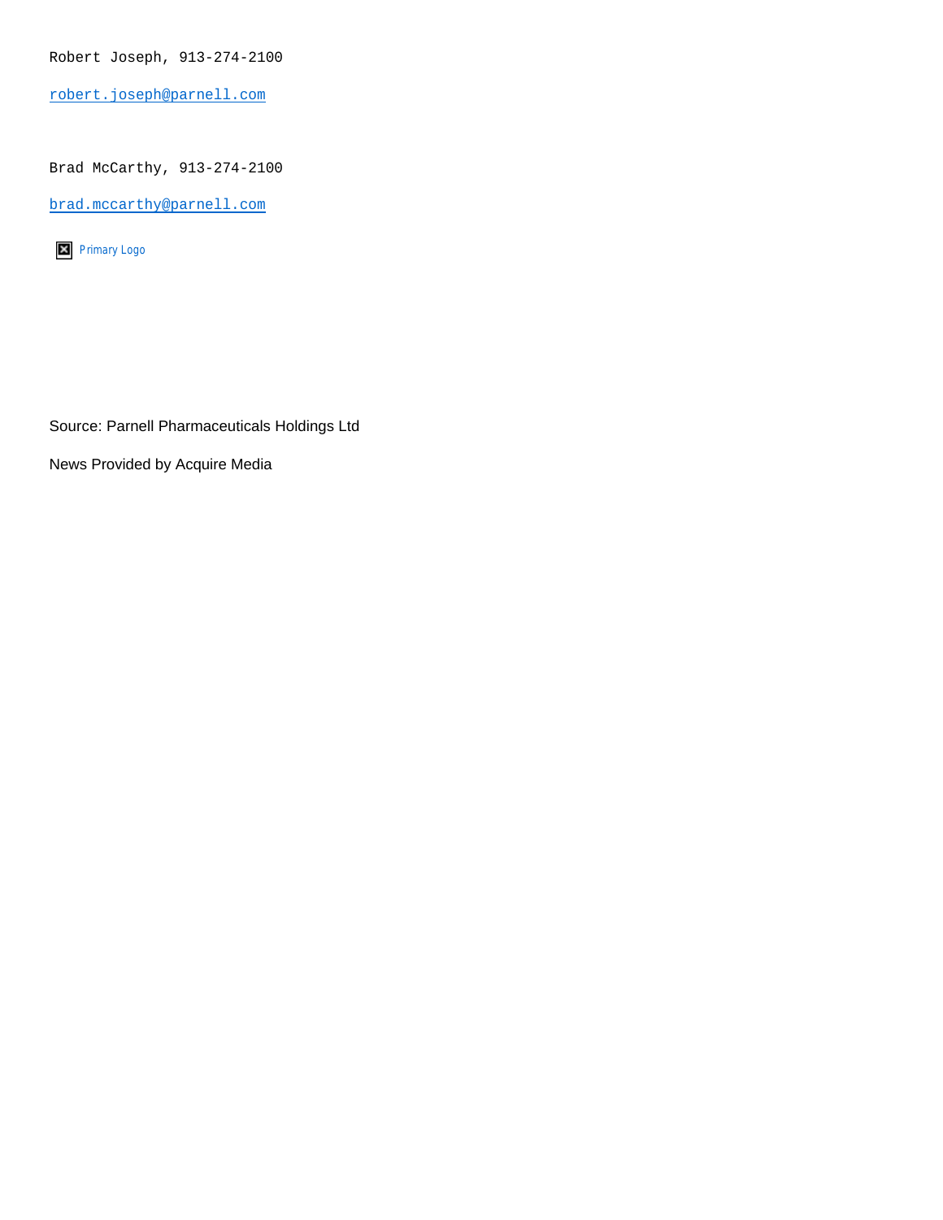Robert Joseph, 913-274-2100

robert.joseph@parnell.com

Brad McCarthy, 913-274-2100

brad.mccarthy@parnell.com

Primary Logo

Source: Parnell Pharmaceuticals Holdings Ltd

News Provided by Acquire Media